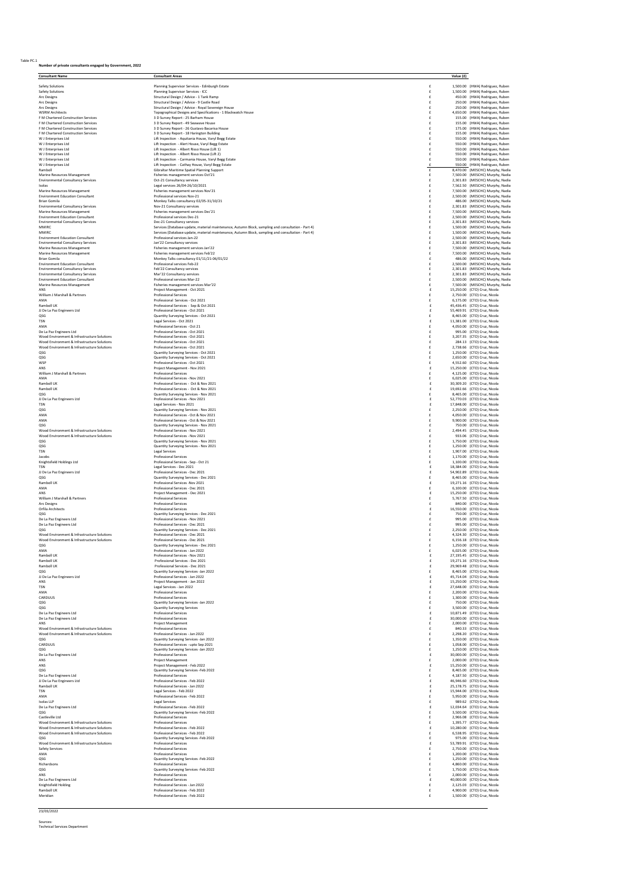Table PC.1

**Number of private consultants engaged by Government, 2022**

| Consultant Name | Consultant Areas | | Value (£) | |
|---|---|---|---|---|
| Safety Solutions | Planning Supervisor Services - Edinburgh Estate | £ | 1,500.00 | (HWA) Rodriguez, Ruben |
| Safety Solutions | Planning Supervisor Services - ICC | £ | 1,500.00 | (HWA) Rodriguez, Ruben |
| Arc Designs | Structural Design / Advice - 1 Tank Ramp | £ | 450.00 | (HWA) Rodriguez, Ruben |
| Arc Designs | Structural Design / Advice - 9 Castle Road | £ | 250.00 | (HWA) Rodriguez, Ruben |
| Arc Designs | Structural Design / Advice - Royal Sovereign House | £ | 250.00 | (HWA) Rodriguez, Ruben |
| WSRM Architects | Topographical Designs and Specifications - 1 Blackwatch House | £ | 4,650.00 | (HWA) Rodriguez, Ruben |
| F M Chartered Construction Services | 3 D Survey Report - 25 Barham House | £ | 155.00 | (HWA) Rodriguez, Ruben |
| F M Chartered Construction Services | 3 D Survey Report - 49 Seawave House | £ | 155.00 | (HWA) Rodriguez, Ruben |
| F M Chartered Construction Services | 3 D Survey Report - 26 Gustavo Bacarisa House | £ | 175.00 | (HWA) Rodriguez, Ruben |
| F M Chartered Construction Services | 3 D Survey Report - 18 Harington Building | £ | 155.00 | (HWA) Rodriguez, Ruben |
| W J Enterprises Ltd | Lift Inspection - Aquitania House, Varyl Begg Estate | £ | 550.00 | (HWA) Rodriguez, Ruben |
| W J Enterprises Ltd | Lift Inspection - Alert House, Varyl Begg Estate | £ | 550.00 | (HWA) Rodriguez, Ruben |
| W J Enterprises Ltd | Lift Inspection - Albert Risso House (Lift 1) | £ | 550.00 | (HWA) Rodriguez, Ruben |
| W J Enterprises Ltd | Lift Inspection - Albert Risso House (Lift 2) | £ | 550.00 | (HWA) Rodriguez, Ruben |
| W J Enterprises Ltd | Lift Inspection - Carmania House, Varyl Begg Estate | £ | 550.00 | (HWA) Rodriguez, Ruben |
| W J Enterprises Ltd | Lift Inspection - Cathay House, Varyl Begg Estate | £ | 550.00 | (HWA) Rodriguez, Ruben |
| Ramboll | Gibraltar Maritime Spatial Planning Support | £ | 8,470.00 | (MESCHC) Murphy, Nadia |
| Marine Resources Management | Fisheries management services Oct'21 | £ | 7,500.00 | (MESCHC) Murphy, Nadia |
| Environmental Consultancy Services | Oct-21 Consultancy services | £ | 2,301.83 | (MESCHC) Murphy, Nadia |
| Isolas | Legal services 26/04-26/10/2021 | £ | 7,562.50 | (MESCHC) Murphy, Nadia |
| Marine Resources Management | Fisheries management services Nov'21 | £ | 7,500.00 | (MESCHC) Murphy, Nadia |
| Environment Education Consultant | Professional services Nov-21 | £ | 2,500.00 | (MESCHC) Murphy, Nadia |
| Brian Gomila | Monkey Talks consultancy 02/05-31/10/21 | £ | 486.00 | (MESCHC) Murphy, Nadia |
| Environmental Consultancy Services | Nov-21 Consultancy services | £ | 2,301.83 | (MESCHC) Murphy, Nadia |
| Marine Resources Management | Fisheries management services Dec'21 | £ | 7,500.00 | (MESCHC) Murphy, Nadia |
| Environment Education Consultant | Professional services Dec-21 | £ | 2,500.00 | (MESCHC) Murphy, Nadia |
| Environmental Consultancy Services | Dec-21 Consultancy services | £ | 2,301.83 | (MESCHC) Murphy, Nadia |
| MMIRC | Services (Database update, material maintenance, Autumn Block, sampling and consultation - Part 4) | £ | 1,500.00 | (MESCHC) Murphy, Nadia |
| MMIRC | Services (Database update, material maintenance, Autumn Block, sampling and consultation - Part 4) | £ | 1,500.00 | (MESCHC) Murphy, Nadia |
| Environment Education Consultant | Professional services Jan-22 | £ | 2,500.00 | (MESCHC) Murphy, Nadia |
| Environmental Consultancy Services | Jan'22 Consultancy services | £ | 2,301.83 | (MESCHC) Murphy, Nadia |
| Marine Resources Management | Fisheries management services Jan'22 | £ | 7,500.00 | (MESCHC) Murphy, Nadia |
| Marine Resources Management | Fisheries management services Feb'22 | £ | 7,500.00 | (MESCHC) Murphy, Nadia |
| Brian Gomila | Monkey Talks consultancy 01/11/21-06/01/22 | £ | 486.00 | (MESCHC) Murphy, Nadia |
| Environment Education Consultant | Professional services Feb-22 | £ | 2,500.00 | (MESCHC) Murphy, Nadia |
| Environmental Consultancy Services | Feb'22 Consultancy services | £ | 2,301.83 | (MESCHC) Murphy, Nadia |
| Environmental Consultancy Services | Mar'22 Consultancy services | £ | 2,301.83 | (MESCHC) Murphy, Nadia |
| Environment Education Consultant | Professional services Mar-22 | £ | 2,500.00 | (MESCHC) Murphy, Nadia |
| Marine Resources Management | Fisheries management services Mar'22 | £ | 7,500.00 | (MESCHC) Murphy, Nadia |
| ANS | Project Management - Oct 2021 | £ | 15,250.00 | (CTO) Cruz, Nicola |
| William J Marshall & Partners | Professional Services | £ | 2,750.00 | (CTO) Cruz, Nicola |
| AMA | Professional Services - Oct 2021 | £ | 6,175.00 | (CTO) Cruz, Nicola |
| Ramboll UK | Professional Services - Sep & Oct 2021 | £ | 45,436.45 | (CTO) Cruz, Nicola |
| JJ De La Paz Engineers Ltd | Professional Services - Oct 2021 | £ | 55,469.91 | (CTO) Cruz, Nicola |
| QSG | Quantity Surveying Services - Oct 2021 | £ | 8,465.00 | (CTO) Cruz, Nicola |
| TSN | Legal Services - Oct 2021 | £ | 11,381.00 | (CTO) Cruz, Nicola |
| AMA | Professional Services - Oct 21 | £ | 4,050.00 | (CTO) Cruz, Nicola |
| De La Paz Engineers Ltd | Professional Services - Oct 2021 | £ | 995.00 | (CTO) Cruz, Nicola |
| Wood Environment & Infrastructure Solutions | Professional Services - Oct 2021 | £ | 3,207.35 | (CTO) Cruz, Nicola |
| Wood Environment & Infrastructure Solutions | Professional Services - Oct 2021 | £ | 284.13 | (CTO) Cruz, Nicola |
| Wood Environment & Infrastructure Solutions | Professional Services - Oct 2021 | £ | 2,738.66 | (CTO) Cruz, Nicola |
| QSG | Quantity Surveying Services - Oct 2021 | £ | 1,250.00 | (CTO) Cruz, Nicola |
| QSG | Quantity Surveying Services - Oct 2021 | £ | 2,650.00 | (CTO) Cruz, Nicola |
| WSP | Professional Services - Oct 2021 | £ | 4,552.60 | (CTO) Cruz, Nicola |
| ANS | Project Management - Nov 2021 | £ | 15,250.00 | (CTO) Cruz, Nicola |
| William J Marshall & Partners | Professional Services | £ | 4,125.00 | (CTO) Cruz, Nicola |
| AMA | Professional Services - Nov 2021 | £ | 6,025.00 | (CTO) Cruz, Nicola |
| Ramboll UK | Professional Services - Oct & Nov 2021 | £ | 30,309.20 | (CTO) Cruz, Nicola |
| Ramboll UK | Professional Services - Oct & Nov 2021 | £ | 19,692.66 | (CTO) Cruz, Nicola |
| QSG | Quantity Surveying Services - Nov 2021 | £ | 8,465.00 | (CTO) Cruz, Nicola |
| JJ De La Paz Engineers Ltd | Professional Services - Nov 2021 | £ | 52,770.03 | (CTO) Cruz, Nicola |
| TSN | Legal Services - Nov 2021 | £ | 17,848.00 | (CTO) Cruz, Nicola |
| QSG | Quantity Surveying Services - Nov 2021 | £ | 2,250.00 | (CTO) Cruz, Nicola |
| AMA | Professional Services - Oct & Nov 2021 | £ | 4,050.00 | (CTO) Cruz, Nicola |
| AMA | Professional Services - Oct & Nov 2021 | £ | 9,900.00 | (CTO) Cruz, Nicola |
| QSG | Quantity Surveying Services - Nov 2021 | £ | 750.00 | (CTO) Cruz, Nicola |
| Wood Environment & Infrastructure Solutions | Professional Services - Nov 2021 | £ | 2,494.45 | (CTO) Cruz, Nicola |
| Wood Environment & Infrastructure Solutions | Professional Services - Nov 2021 | £ | 933.06 | (CTO) Cruz, Nicola |
| QSG | Quantity Surveying Services - Nov 2021 | £ | 1,750.00 | (CTO) Cruz, Nicola |
| QSG | Quantity Surveying Services - Nov 2021 | £ | 1,250.00 | (CTO) Cruz, Nicola |
| TSN | Legal Services | £ | 1,907.00 | (CTO) Cruz, Nicola |
| Jacobs | Professional Services | £ | 1,170.00 | (CTO) Cruz, Nicola |
| Knightsfield Holdings Ltd | Professional Services - Sep - Oct 21 | £ | 1,100.00 | (CTO) Cruz, Nicola |
| TSN | Legal Services - Dec 2021 | £ | 18,384.00 | (CTO) Cruz, Nicola |
| JJ De La Paz Engineers Ltd | Professional Services - Dec 2021 | £ | 54,902.89 | (CTO) Cruz, Nicola |
| QSG | Quantity Surveying Services - Dec 2021 | £ | 8,465.00 | (CTO) Cruz, Nicola |
| Ramboll UK | Professional Services -Nov 2021 | £ | 19,271.16 | (CTO) Cruz, Nicola |
| AMA | Professional Services - Dec 2021 | £ | 6,100.00 | (CTO) Cruz, Nicola |
| ANS | Project Management - Dec 2021 | £ | 15,250.00 | (CTO) Cruz, Nicola |
| William J Marshall & Partners | Professional Services | £ | 5,767.50 | (CTO) Cruz, Nicola |
| Arc Designs | Professional Services | £ | 840.00 | (CTO) Cruz, Nicola |
| Orfila Architects | Professional Services | £ | 16,550.00 | (CTO) Cruz, Nicola |
| QSG | Quantity Surveying Services - Dec 2021 | £ | 750.00 | (CTO) Cruz, Nicola |
| De La Paz Engineers Ltd | Professional Services - Nov 2021 | £ | 995.00 | (CTO) Cruz, Nicola |
| De La Paz Engineers Ltd | Professional Services - Dec 2021 | £ | 995.00 | (CTO) Cruz, Nicola |
| QSG | Quantity Surveying Services - Dec 2021 | £ | 2,250.00 | (CTO) Cruz, Nicola |
| Wood Environment & Infrastructure Solutions | Professional Services - Dec 2021 | £ | 4,324.30 | (CTO) Cruz, Nicola |
| Wood Environment & Infrastructure Solutions | Professional Services - Dec 2021 | £ | 6,156.18 | (CTO) Cruz, Nicola |
| QSG | Quantity Surveying Services - Dec 2021 | £ | 1,250.00 | (CTO) Cruz, Nicola |
| AMA | Professional Services - Jan 2022 | £ | 6,025.00 | (CTO) Cruz, Nicola |
| Ramboll UK | Professional Services - Nov 2021 | £ | 27,195.45 | (CTO) Cruz, Nicola |
| Ramboll UK | Professional Services - Dec 2021 | £ | 19,271.16 | (CTO) Cruz, Nicola |
| Ramboll UK | Professional Services - Dec 2021 | £ | 29,969.48 | (CTO) Cruz, Nicola |
| QSG | Quantity Surveying Services -Jan 2022 | £ | 8,465.00 | (CTO) Cruz, Nicola |
| JJ De La Paz Engineers Ltd | Professional Services - Jan 2022 | £ | 45,714.04 | (CTO) Cruz, Nicola |
| ANS | Project Management - Jan 2022 | £ | 15,250.00 | (CTO) Cruz, Nicola |
| TSN | Legal Services - Jan 2022 | £ | 27,648.00 | (CTO) Cruz, Nicola |
| AMA | Professional Services | £ | 2,200.00 | (CTO) Cruz, Nicola |
| CARDUUS | Professional Services | £ | 1,300.00 | (CTO) Cruz, Nicola |
| QSG | Quantity Surveying Services -Jan 2022 | £ | 750.00 | (CTO) Cruz, Nicola |
| QSG | Quantity Surveying Services | £ | 3,500.00 | (CTO) Cruz, Nicola |
| De La Paz Engineers Ltd | Professional Services | £ | 10,871.49 | (CTO) Cruz, Nicola |
| De La Paz Engineers Ltd | Professional Services | £ | 30,000.00 | (CTO) Cruz, Nicola |
| ANS | Project Management | £ | 2,000.00 | (CTO) Cruz, Nicola |
| Wood Environment & Infrastructure Solutions | Professional Services | £ | 840.33 | (CTO) Cruz, Nicola |
| Wood Environment & Infrastructure Solutions | Professional Services - Jan 2022 | £ | 2,298.20 | (CTO) Cruz, Nicola |
| QSG | Quantity Surveying Services -Jan 2022 | £ | 1,350.00 | (CTO) Cruz, Nicola |
| CARDUUS | Professional Services - upto Sep 2021 | £ | 1,058.00 | (CTO) Cruz, Nicola |
| QSG | Quantity Surveying Services -Jan 2022 | £ | 1,250.00 | (CTO) Cruz, Nicola |
| De La Paz Engineers Ltd | Professional Services | £ | 30,000.00 | (CTO) Cruz, Nicola |
| ANS | Project Management | £ | 2,000.00 | (CTO) Cruz, Nicola |
| ANS | Project Management - Feb 2022 | £ | 15,250.00 | (CTO) Cruz, Nicola |
| QSG | Quantity Surveying Services -Feb 2022 | £ | 8,465.00 | (CTO) Cruz, Nicola |
| De La Paz Engineers Ltd | Professional Services | £ | 4,187.50 | (CTO) Cruz, Nicola |
| JJ De La Paz Engineers Ltd | Professional Services - Feb 2022 | £ | 46,946.60 | (CTO) Cruz, Nicola |
| Ramboll UK | Professional Services - Jan 2022 | £ | 25,178.75 | (CTO) Cruz, Nicola |
| TSN | Legal Services - Feb 2022 | £ | 15,944.00 | (CTO) Cruz, Nicola |
| AMA | Professional Services - Feb 2022 | £ | 5,950.00 | (CTO) Cruz, Nicola |
| Isolas LLP | Legal Services | £ | 989.62 | (CTO) Cruz, Nicola |
| De La Paz Engineers Ltd | Professional Services - Feb 2022 | £ | 12,034.64 | (CTO) Cruz, Nicola |
| QSG | Quantity Surveying Services -Feb 2022 | £ | 3,500.00 | (CTO) Cruz, Nicola |
| Castleville Ltd | Professional Services | £ | 2,966.08 | (CTO) Cruz, Nicola |
| Wood Environment & Infrastructure Solutions | Professional Services | £ | 1,395.77 | (CTO) Cruz, Nicola |
| Wood Environment & Infrastructure Solutions | Professional Services - Feb 2022 | £ | 10,280.00 | (CTO) Cruz, Nicola |
| Wood Environment & Infrastructure Solutions | Professional Services - Feb 2022 | £ | 6,538.95 | (CTO) Cruz, Nicola |
| QSG | Quantity Surveying Services -Feb 2022 | £ | 975.00 | (CTO) Cruz, Nicola |
| Wood Environment & Infrastructure Solutions | Professional Services | £ | 53,789.91 | (CTO) Cruz, Nicola |
| Safety Services | Professional Services | £ | 2,750.00 | (CTO) Cruz, Nicola |
| AMA | Professional Services | £ | 1,200.00 | (CTO) Cruz, Nicola |
| QSG | Quantity Surveying Services -Feb 2022 | £ | 1,250.00 | (CTO) Cruz, Nicola |
| Richardsons | Professional Services | £ | 4,860.00 | (CTO) Cruz, Nicola |
| QSG | Quantity Surveying Services -Feb 2022 | £ | 1,750.00 | (CTO) Cruz, Nicola |
| ANS | Professional Services | £ | 2,000.00 | (CTO) Cruz, Nicola |
| De La Paz Engineers Ltd | Professional Services | £ | 40,000.00 | (CTO) Cruz, Nicola |
| Knightsfield Holding | Professional Services - Jan 2022 | £ | 2,125.03 | (CTO) Cruz, Nicola |
| Ramboll UK | Professional Services - Feb 2022 | £ | 4,900.00 | (CTO) Cruz, Nicola |
| Meridian | Professional Services - Feb 2022 | £ | 1,500.00 | (CTO) Cruz, Nicola |

23/03/2022

Sources:
Technical Services Department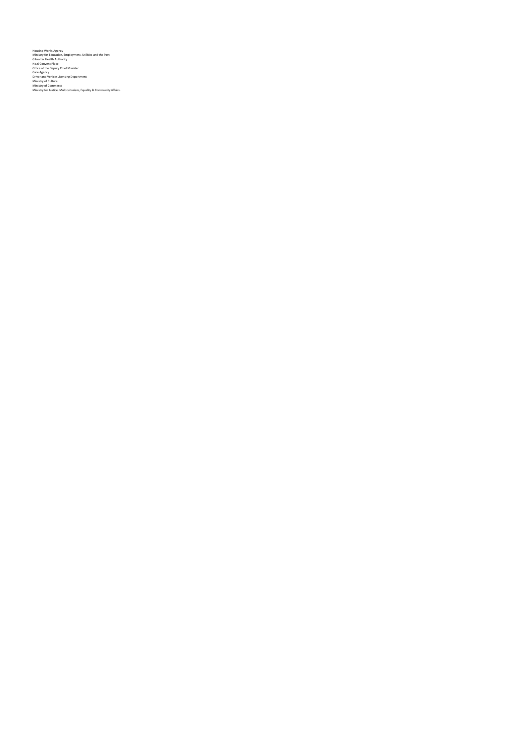Housing Works Agency
Ministry for Education, Employment, Utilities and the Port
Gibraltar Health Authority
No.6 Convent Place
Office of the Deputy Chief Minister
Care Agency
Driver and Vehicle Licensing Department
Ministry of Culture
Ministry of Commerce
Ministry for Justice, Multiculturism, Equality & Community Affairs.